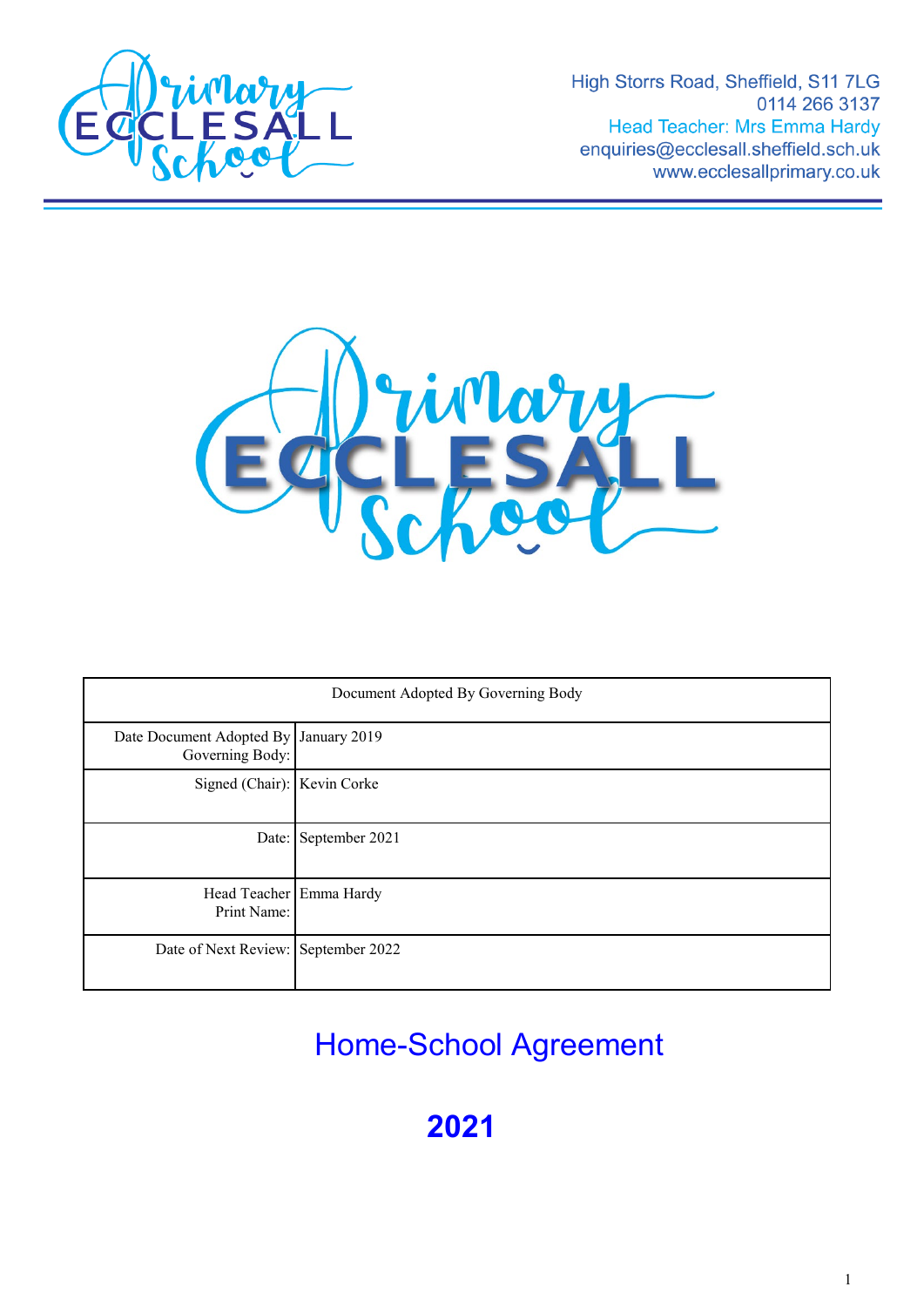High Storrs Road, Sheffield, S11 7LG
0114 266 3137
Head Teacher: Mrs Emma Hardy
enquiries@ecclesall.sheffield.sch.uk
www.ecclesallprimary.co.uk

| Document Adopted By Governing Body | |
|---|---|
| Date Document Adopted By Governing Body: | January 2019 |
| Signed (Chair): | Kevin Corke |
| Date: | September 2021 |
| Head Teacher Print Name: | Emma Hardy |
| Date of Next Review: | September 2022 |

# Home-School Agreement

# **2021**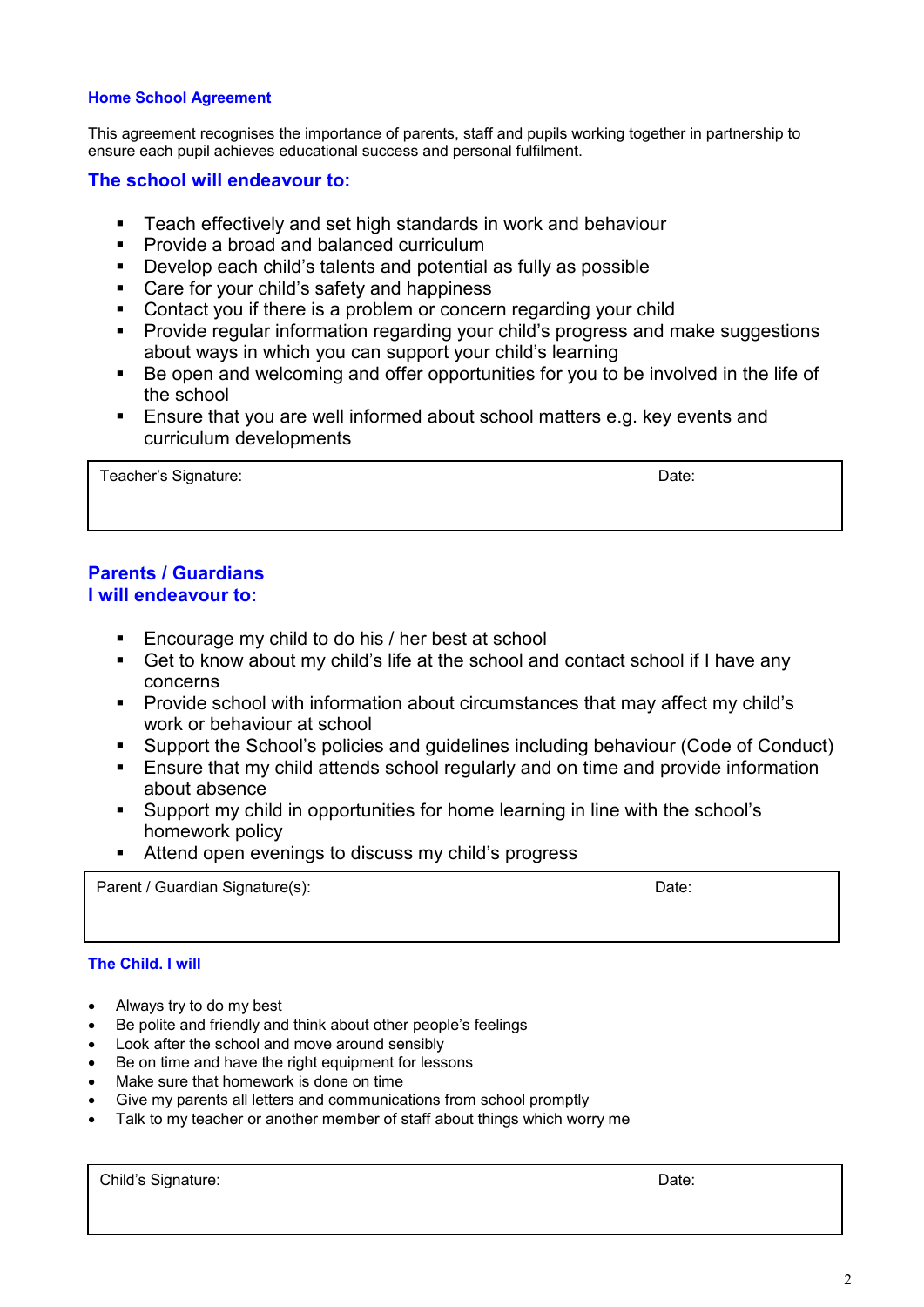## Home School Agreement

This agreement recognises the importance of parents, staff and pupils working together in partnership to ensure each pupil achieves educational success and personal fulfilment.

### The school will endeavour to:

- Teach effectively and set high standards in work and behaviour
- Provide a broad and balanced curriculum
- Develop each child's talents and potential as fully as possible
- Care for your child's safety and happiness
- Contact you if there is a problem or concern regarding your child
- Provide regular information regarding your child's progress and make suggestions about ways in which you can support your child's learning
- Be open and welcoming and offer opportunities for you to be involved in the life of the school
- Ensure that you are well informed about school matters e.g. key events and curriculum developments

| | |
|---|---|
| Teacher's Signature: | Date: |

### Parents / Guardians
### I will endeavour to:

- Encourage my child to do his / her best at school
- Get to know about my child's life at the school and contact school if I have any concerns
- Provide school with information about circumstances that may affect my child's work or behaviour at school
- Support the School's policies and guidelines including behaviour (Code of Conduct)
- Ensure that my child attends school regularly and on time and provide information about absence
- Support my child in opportunities for home learning in line with the school's homework policy
- Attend open evenings to discuss my child's progress

| | |
|---|---|
| Parent / Guardian Signature(s): | Date: |

### The Child. I will

- Always try to do my best
- Be polite and friendly and think about other people's feelings
- Look after the school and move around sensibly
- Be on time and have the right equipment for lessons
- Make sure that homework is done on time
- Give my parents all letters and communications from school promptly
- Talk to my teacher or another member of staff about things which worry me

| | |
|---|---|
| Child's Signature: | Date: |